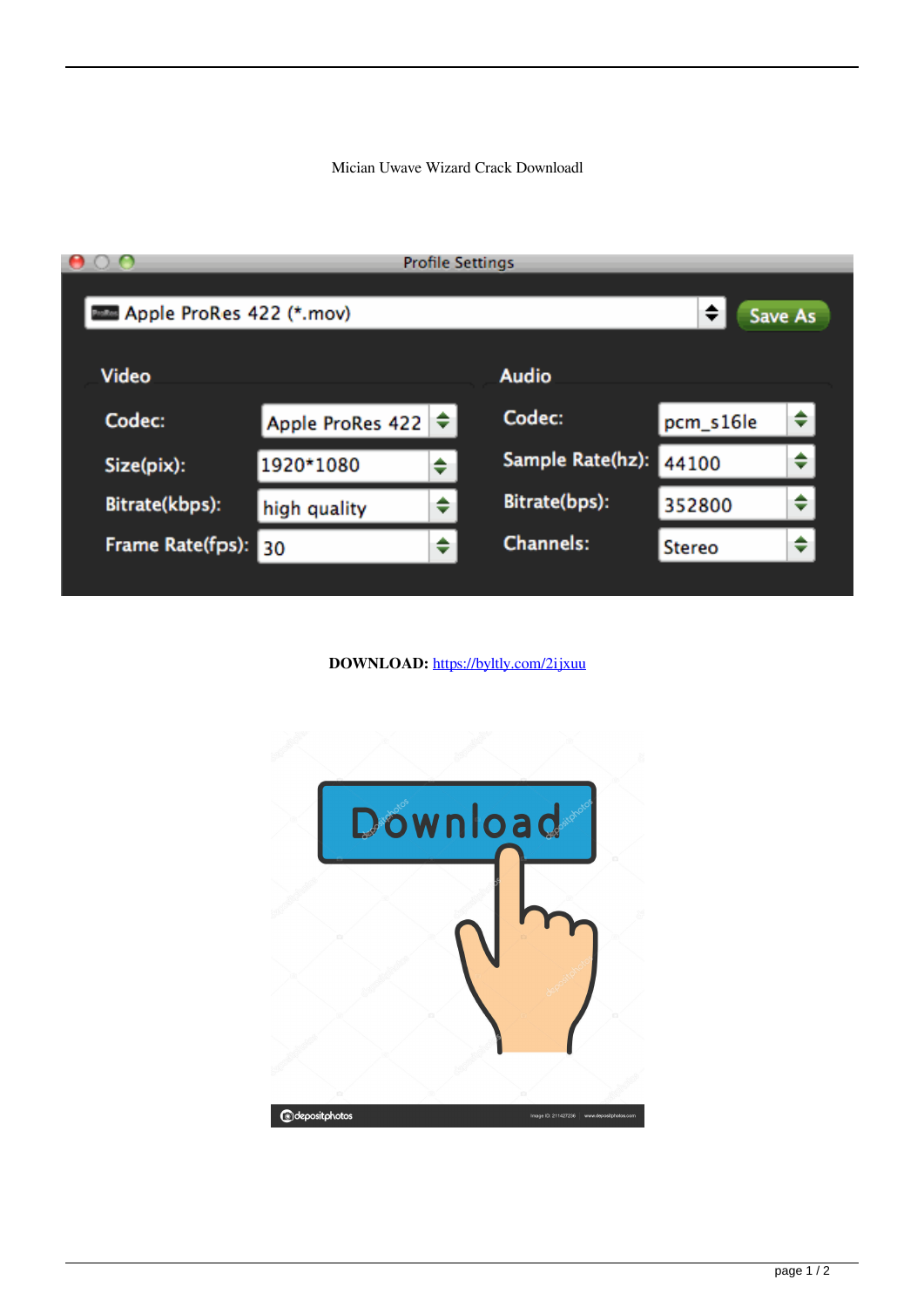Mician Uwave Wizard Crack Downloadl

**DOWNLOAD:** https://byltly.com/2ijxuu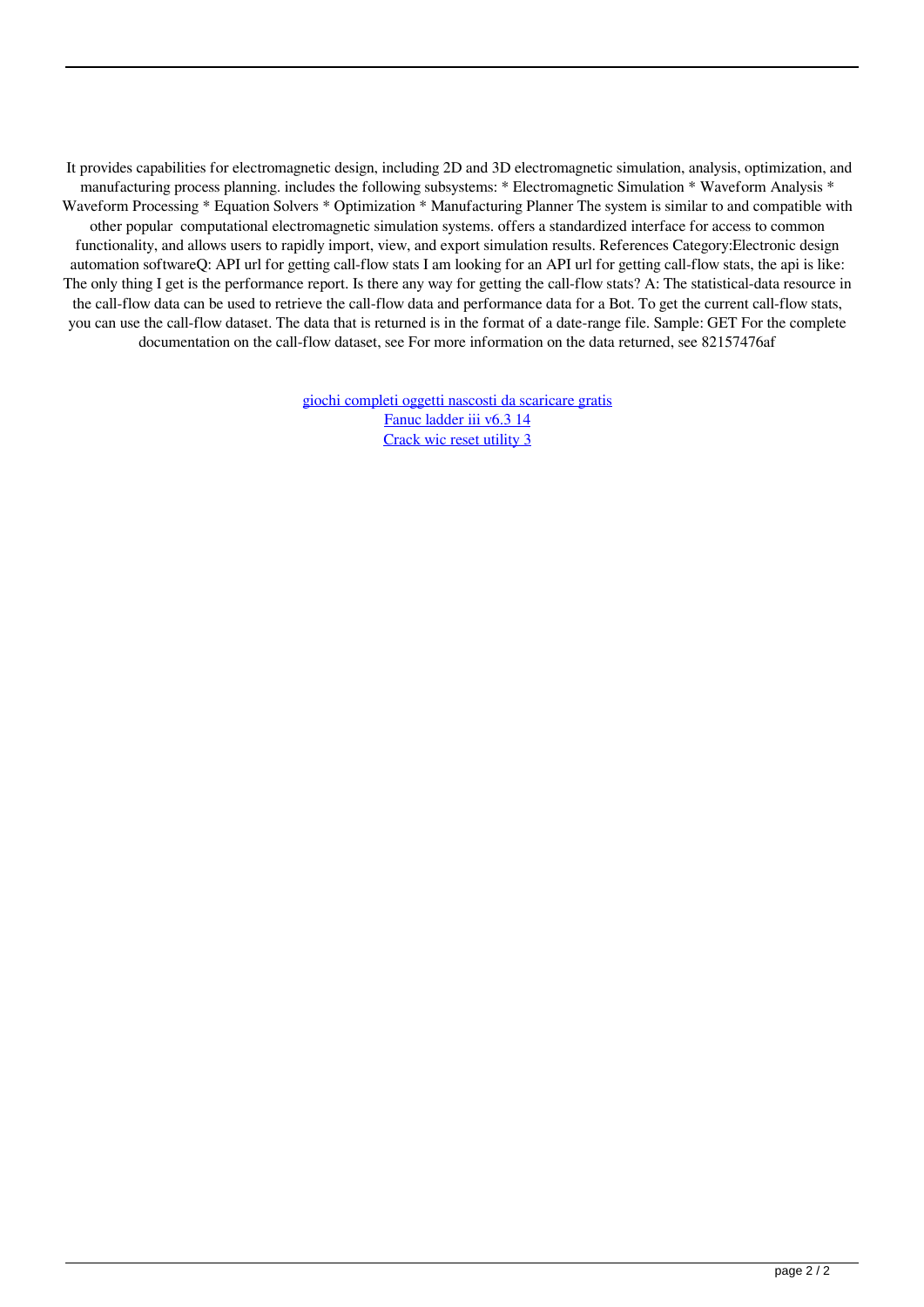It provides capabilities for electromagnetic design, including 2D and 3D electromagnetic simulation, analysis, optimization, and manufacturing process planning. includes the following subsystems: * Electromagnetic Simulation * Waveform Analysis * Waveform Processing * Equation Solvers * Optimization * Manufacturing Planner The system is similar to and compatible with other popular computational electromagnetic simulation systems. offers a standardized interface for access to common functionality, and allows users to rapidly import, view, and export simulation results. References Category:Electronic design automation softwareQ: API url for getting call-flow stats I am looking for an API url for getting call-flow stats, the api is like: The only thing I get is the performance report. Is there any way for getting the call-flow stats? A: The statistical-data resource in the call-flow data can be used to retrieve the call-flow data and performance data for a Bot. To get the current call-flow stats, you can use the call-flow dataset. The data that is returned is in the format of a date-range file. Sample: GET For the complete documentation on the call-flow dataset, see For more information on the data returned, see 82157476af

giochi completi oggetti nascosti da scaricare gratis
Fanuc ladder iii v6.3 14
Crack wic reset utility 3